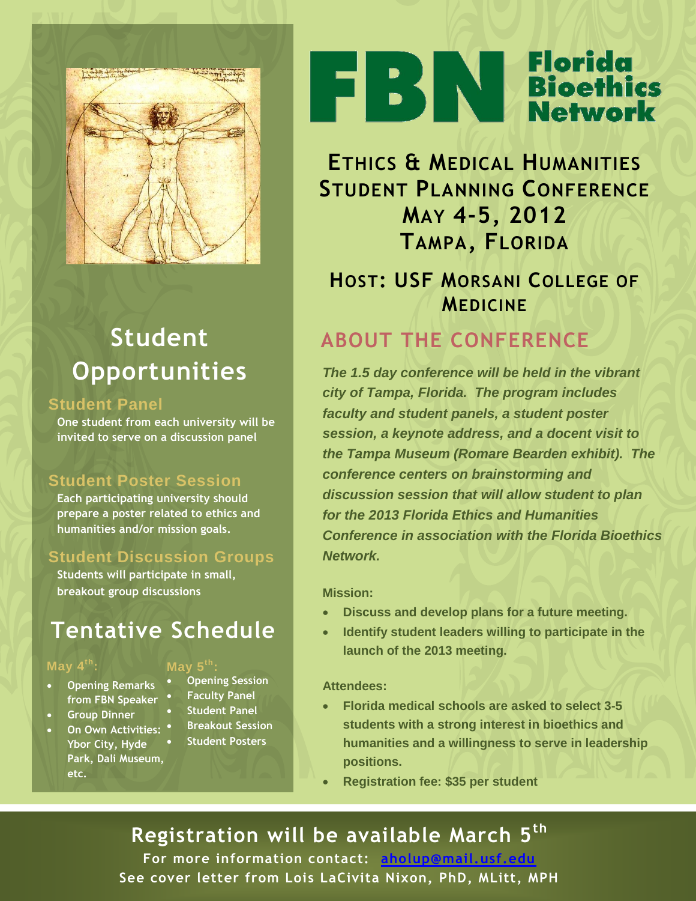# FBN Florida Bioethics Network

## Ethics & Medical Humanities Student Planning Conference

**May 4-5, 2012**

**Tampa, Florida**

### Host: USF Morsani College of Medicine

## About the Conference

***The 1.5 day conference will be held in the vibrant city of Tampa, Florida. The program includes faculty and student panels, a student poster session, a keynote address, and a docent visit to the Tampa Museum (Romare Bearden exhibit). The conference centers on brainstorming and discussion session that will allow student to plan for the 2013 Florida Ethics and Humanities Conference in association with the Florida Bioethics Network.***

**Mission:**

- **Discuss and develop plans for a future meeting.**
- **Identify student leaders willing to participate in the launch of the 2013 meeting.**

**Attendees:**

- **Florida medical schools are asked to select 3-5 students with a strong interest in bioethics and humanities and a willingness to serve in leadership positions.**
- **Registration fee: $35 per student**

## Student Opportunities

### Student Panel

One student from each university will be invited to serve on a discussion panel

### Student Poster Session

Each participating university should prepare a poster related to ethics and humanities and/or mission goals.

### Student Discussion Groups

Students will participate in small, breakout group discussions

## Tentative Schedule

**May 4th:**

- Opening Remarks from FBN Speaker
- Group Dinner
- On Own Activities: Ybor City, Hyde Park, Dali Museum, etc.

**May 5th:**

- Opening Session
- Faculty Panel
- Student Panel
- Breakout Session
- Student Posters

## Registration will be available March 5th

For more information contact: aholup@mail.usf.edu

See cover letter from Lois LaCivita Nixon, PhD, MLitt, MPH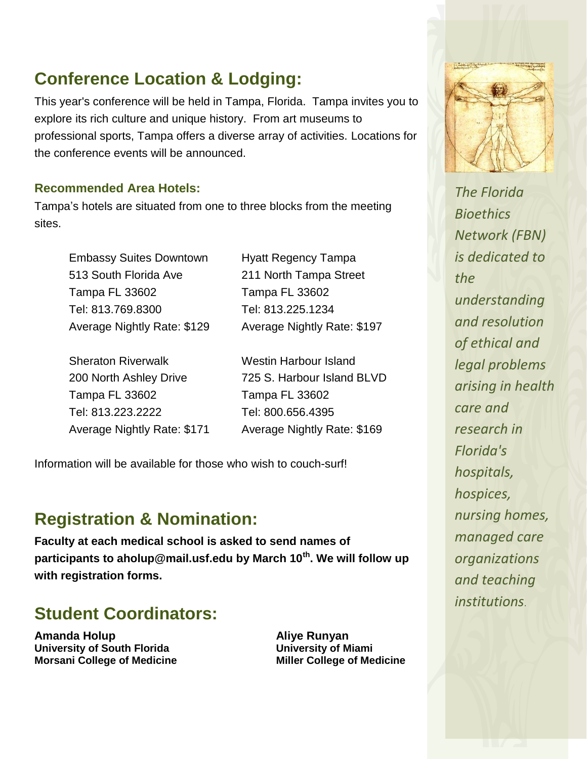## Conference Location & Lodging:

This year's conference will be held in Tampa, Florida. Tampa invites you to explore its rich culture and unique history. From art museums to professional sports, Tampa offers a diverse array of activities. Locations for the conference events will be announced.

### Recommended Area Hotels:

Tampa's hotels are situated from one to three blocks from the meeting sites.

Embassy Suites Downtown
513 South Florida Ave
Tampa FL 33602
Tel: 813.769.8300
Average Nightly Rate: $129

Hyatt Regency Tampa
211 North Tampa Street
Tampa FL 33602
Tel: 813.225.1234
Average Nightly Rate: $197

Sheraton Riverwalk
200 North Ashley Drive
Tampa FL 33602
Tel: 813.223.2222
Average Nightly Rate: $171

Westin Harbour Island
725 S. Harbour Island BLVD
Tampa FL 33602
Tel: 800.656.4395
Average Nightly Rate: $169

Information will be available for those who wish to couch-surf!

## Registration & Nomination:

**Faculty at each medical school is asked to send names of participants to aholup@mail.usf.edu by March 10th. We will follow up with registration forms.**

## Student Coordinators:

**Amanda Holup**
**University of South Florida**
**Morsani College of Medicine**

**Aliye Runyan**
**University of Miami**
**Miller College of Medicine**

*The Florida Bioethics Network (FBN) is dedicated to the understanding and resolution of ethical and legal problems arising in health care and research in Florida's hospitals, hospices, nursing homes, managed care organizations and teaching institutions.*